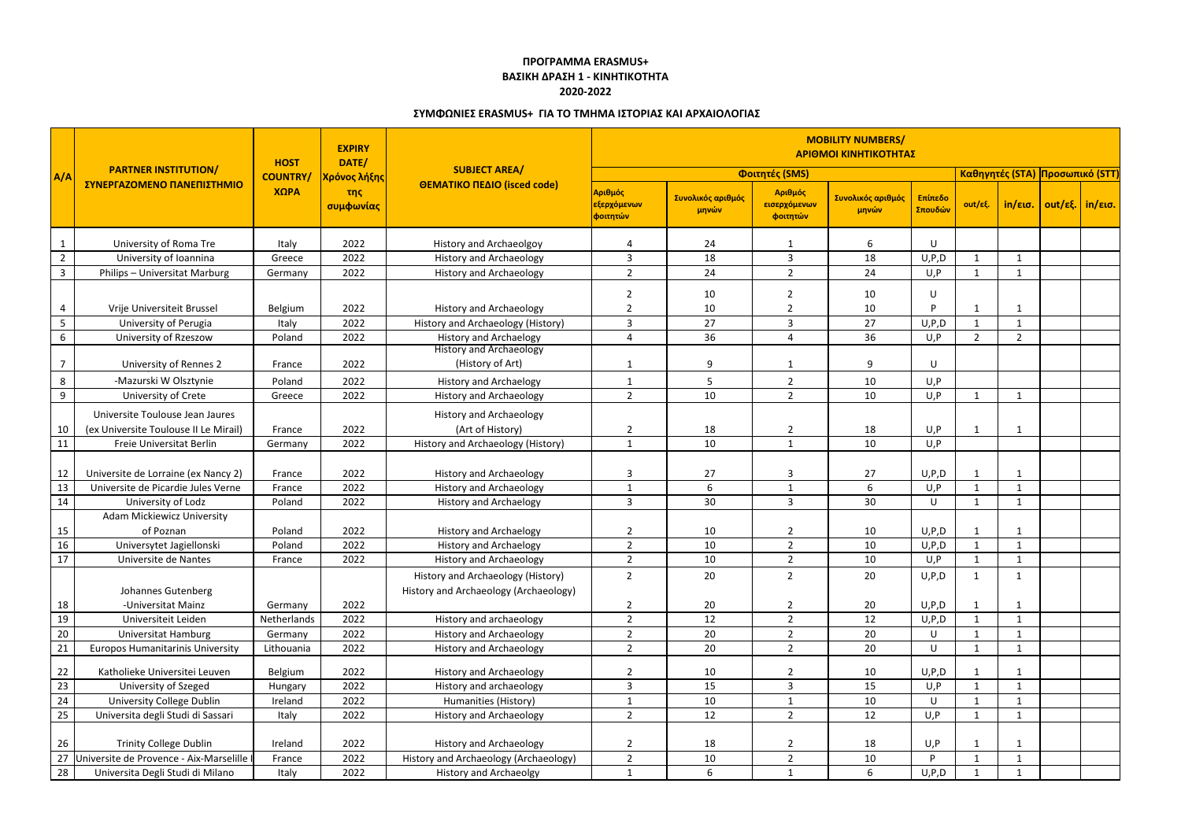**ΠΡΟΓΡΑΜΜΑ ERASMUS+**
**ΒΑΣΙΚΗ ΔΡΑΣΗ 1 - ΚΙΝΗΤΙΚΟΤΗΤΑ**
**2020-2022**

**ΣΥΜΦΩΝΙΕΣ ERASMUS+ ΓΙΑ ΤΟ ΤΜΗΜΑ ΙΣΤΟΡΙΑΣ ΚΑΙ ΑΡΧΑΙΟΛΟΓΙΑΣ**

| A/A | PARTNER INSTITUTION/ ΣΥΝΕΡΓΑΖΟΜΕΝΟ ΠΑΝΕΠΙΣΤΗΜΙΟ | HOST COUNTRY/ ΧΩΡΑ | EXPIRY DATE/ Χρόνος λήξης της συμφωνίας | SUBJECT AREA/ ΘΕΜΑΤΙΚΟ ΠΕΔΙΟ (isced code) | MOBILITY NUMBERS/ ΑΡΙΘΜΟΙ ΚΙΝΗΤΙΚΟΤΗΤΑΣ | | | | | | | | |
|---|---|---|---|---|---|---|---|---|---|---|---|---|---|
| | | | | | Φοιτητές (SMS) | | | | | Καθηγητές (STA) | | Προσωπικό (STT) | |
| | | | | | Αριθμός εξερχόμενων φοιτητών | Συνολικός αριθμός μηνών | Αριθμός εισερχόμενων φοιτητών | Συνολικός αριθμός μηνών | Επίπεδο Σπουδών | out/εξ. | in/εισ. | out/εξ. | in/εισ. |
| 1 | University of Roma Tre | Italy | 2022 | History and Archaeolgoy | 4 | 24 | 1 | 6 | U | | | | |
| 2 | University of Ioannina | Greece | 2022 | History and Archaeology | 3 | 18 | 3 | 18 | U,P,D | 1 | 1 | | |
| 3 | Philips – Universitat Marburg | Germany | 2022 | History and Archaeology | 2 | 24 | 2 | 24 | U,P | 1 | 1 | | |
| 4 | Vrije Universiteit Brussel | Belgium | 2022 | History and Archaeology | 2<br>2 | 10<br>10 | 2<br>2 | 10<br>10 | U<br>P | 1 | 1 | | |
| 5 | University of Perugia | Italy | 2022 | History and Archaeology (History) | 3 | 27 | 3 | 27 | U,P,D | 1 | 1 | | |
| 6 | University of Rzeszow | Poland | 2022 | History and Archaelogy | 4 | 36 | 4 | 36 | U,P | 2 | 2 | | |
| 7 | University of Rennes 2 | France | 2022 | History and Archaeology (History of Art) | 1 | 9 | 1 | 9 | U | | | | |
| 8 | -Mazurski W Olsztynie | Poland | 2022 | History and Archaelogy | 1 | 5 | 2 | 10 | U,P | | | | |
| 9 | University of Crete | Greece | 2022 | History and Archaeology | 2 | 10 | 2 | 10 | U,P | 1 | 1 | | |
| 10 | Universite Toulouse Jean Jaures (ex Universite Toulouse II Le Mirail) | France | 2022 | History and Archaeology (Art of History) | 2 | 18 | 2 | 18 | U,P | 1 | 1 | | |
| 11 | Freie Universitat Berlin | Germany | 2022 | History and Archaeology (History) | 1 | 10 | 1 | 10 | U,P | | | | |
| 12 | Universite de Lorraine (ex Nancy 2) | France | 2022 | History and Archaeology | 3 | 27 | 3 | 27 | U,P,D | 1 | 1 | | |
| 13 | Universite de Picardie Jules Verne | France | 2022 | History and Archaeology | 1 | 6 | 1 | 6 | U,P | 1 | 1 | | |
| 14 | University of Lodz | Poland | 2022 | History and Archaelogy | 3 | 30 | 3 | 30 | U | 1 | 1 | | |
| 15 | Adam Mickiewicz University of Poznan | Poland | 2022 | History and Archaelogy | 2 | 10 | 2 | 10 | U,P,D | 1 | 1 | | |
| 16 | Universytet Jagiellonski | Poland | 2022 | History and Archaelogy | 2 | 10 | 2 | 10 | U,P,D | 1 | 1 | | |
| 17 | Universite de Nantes | France | 2022 | History and Archaeology | 2 | 10 | 2 | 10 | U,P | 1 | 1 | | |
| 18 | Johannes Gutenberg -Universitat Mainz | Germany | 2022 | History and Archaeology (History)<br>History and Archaeology (Archaeology) | 2<br>2 | 20<br>20 | 2<br>2 | 20<br>20 | U,P,D<br>U,P,D | 1<br>1 | 1<br>1 | | |
| 19 | Universiteit Leiden | Netherlands | 2022 | History and archaeology | 2 | 12 | 2 | 12 | U,P,D | 1 | 1 | | |
| 20 | Universitat Hamburg | Germany | 2022 | History and Archaeology | 2 | 20 | 2 | 20 | U | 1 | 1 | | |
| 21 | Europos Humanitarinis University | Lithouania | 2022 | History and Archaeology | 2 | 20 | 2 | 20 | U | 1 | 1 | | |
| 22 | Katholieke Universitei Leuven | Belgium | 2022 | History and Archaeology | 2 | 10 | 2 | 10 | U,P,D | 1 | 1 | | |
| 23 | University of Szeged | Hungary | 2022 | History and archaeology | 3 | 15 | 3 | 15 | U,P | 1 | 1 | | |
| 24 | University College Dublin | Ireland | 2022 | Humanities (History) | 1 | 10 | 1 | 10 | U | 1 | 1 | | |
| 25 | Universita degli Studi di Sassari | Italy | 2022 | History and Archaeology | 2 | 12 | 2 | 12 | U,P | 1 | 1 | | |
| 26 | Trinity College Dublin | Ireland | 2022 | History and Archaeology | 2 | 18 | 2 | 18 | U,P | 1 | 1 | | |
| 27 | Universite de Provence - Aix-Marseille I | France | 2022 | History and Archaeology (Archaeology) | 2 | 10 | 2 | 10 | P | 1 | 1 | | |
| 28 | Universita Degli Studi di Milano | Italy | 2022 | History and Archaeolgy | 1 | 6 | 1 | 6 | U,P,D | 1 | 1 | | |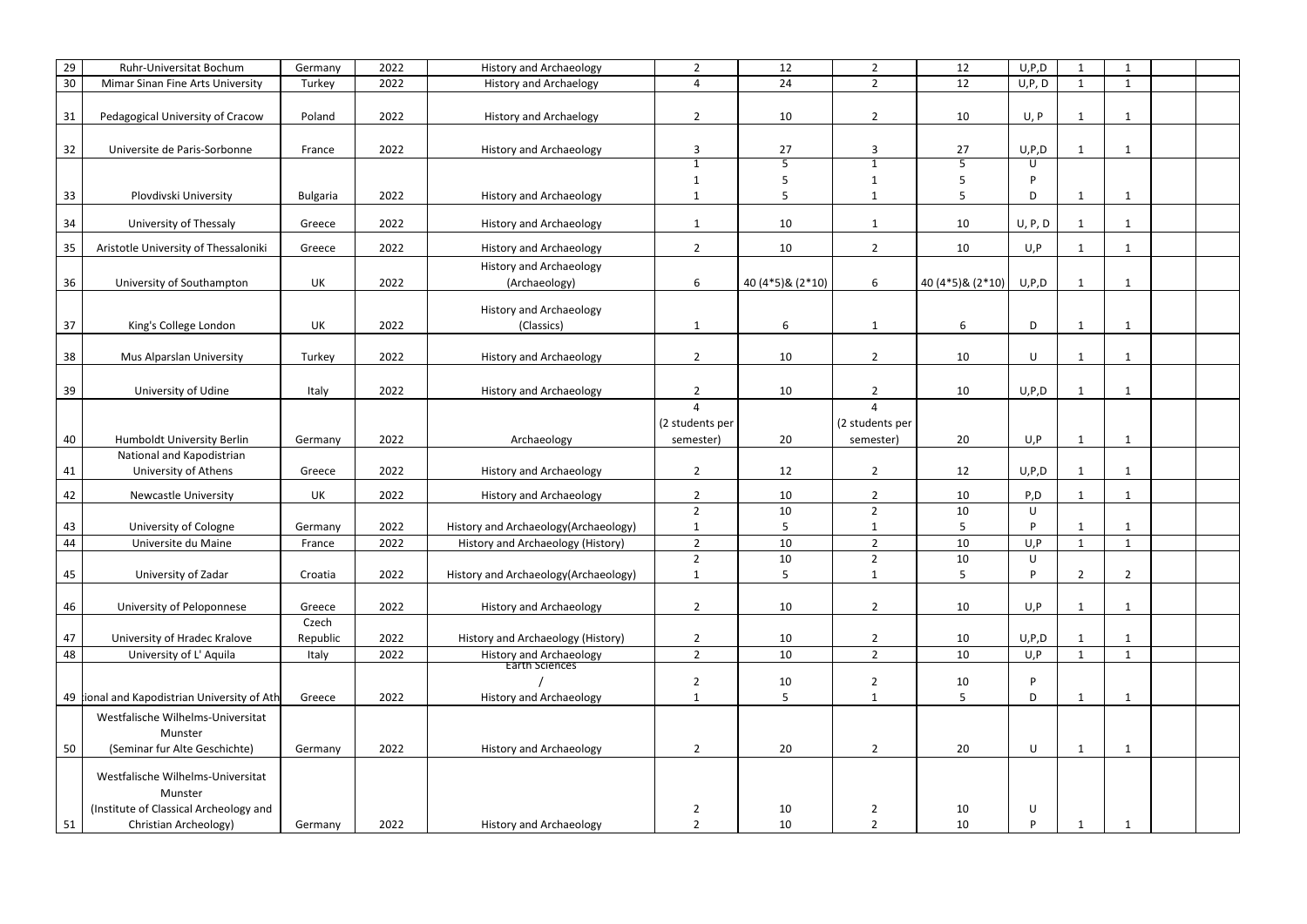| | | | | | | | | | | | | |
|---|---|---|---|---|---|---|---|---|---|---|---|---|
| 29 | Ruhr-Universitat Bochum | Germany | 2022 | History and Archaeology | 2 | 12 | 2 | 12 | U,P,D | 1 | 1 | | |
| 30 | Mimar Sinan Fine Arts University | Turkey | 2022 | History and Archaelogy | 4 | 24 | 2 | 12 | U,P, D | 1 | 1 | | |
| 31 | Pedagogical University of Cracow | Poland | 2022 | History and Archaelogy | 2 | 10 | 2 | 10 | U, P | 1 | 1 | | |
| 32 | Universite de Paris-Sorbonne | France | 2022 | History and Archaeology | 3 | 27 | 3 | 27 | U,P,D | 1 | 1 | | |
| 33 | Plovdivski University | Bulgaria | 2022 | History and Archaeology | 1<br>1<br>1 | 5<br>5<br>5 | 1<br>1<br>1 | 5<br>5<br>5 | U<br>P<br>D | 1 | 1 | | |
| 34 | University of Thessaly | Greece | 2022 | History and Archaeology | 1 | 10 | 1 | 10 | U, P, D | 1 | 1 | | |
| 35 | Aristotle University of Thessaloniki | Greece | 2022 | History and Archaeology | 2 | 10 | 2 | 10 | U,P | 1 | 1 | | |
| 36 | University of Southampton | UK | 2022 | History and Archaeology (Archaeology) | 6 | 40 (4*5)& (2*10) | 6 | 40 (4*5)& (2*10) | U,P,D | 1 | 1 | | |
| 37 | King's College London | UK | 2022 | History and Archaeology (Classics) | 1 | 6 | 1 | 6 | D | 1 | 1 | | |
| 38 | Mus Alparslan University | Turkey | 2022 | History and Archaeology | 2 | 10 | 2 | 10 | U | 1 | 1 | | |
| 39 | University of Udine | Italy | 2022 | History and Archaeology | 2 | 10 | 2 | 10 | U,P,D | 1 | 1 | | |
| 40 | Humboldt University Berlin | Germany | 2022 | Archaeology | 4 (2 students per semester) | 20 | 4 (2 students per semester) | 20 | U,P | 1 | 1 | | |
| 41 | National and Kapodistrian University of Athens | Greece | 2022 | History and Archaeology | 2 | 12 | 2 | 12 | U,P,D | 1 | 1 | | |
| 42 | Newcastle University | UK | 2022 | History and Archaeology | 2 | 10 | 2 | 10 | P,D | 1 | 1 | | |
| 43 | University of Cologne | Germany | 2022 | History and Archaeology(Archaeology) | 2<br>1 | 10<br>5 | 2<br>1 | 10<br>5 | U<br>P | 1 | 1 | | |
| 44 | Universite du Maine | France | 2022 | History and Archaeology (History) | 2 | 10 | 2 | 10 | U,P | 1 | 1 | | |
| 45 | University of Zadar | Croatia | 2022 | History and Archaeology(Archaeology) | 2<br>1 | 10<br>5 | 2<br>1 | 10<br>5 | U<br>P | 2 | 2 | | |
| 46 | University of Peloponnese | Greece | 2022 | History and Archaeology | 2 | 10 | 2 | 10 | U,P | 1 | 1 | | |
| 47 | University of Hradec Kralove | Czech Republic | 2022 | History and Archaeology (History) | 2 | 10 | 2 | 10 | U,P,D | 1 | 1 | | |
| 48 | University of L' Aquila | Italy | 2022 | History and Archaeology | 2 | 10 | 2 | 10 | U,P | 1 | 1 | | |
| 49 | ional and Kapodistrian University of Ath | Greece | 2022 | Earth Sciences / History and Archaeology | 2<br>1 | 10<br>5 | 2<br>1 | 10<br>5 | P<br>D | 1 | 1 | | |
| 50 | Westfalische Wilhelms-Universitat Munster (Seminar fur Alte Geschichte) | Germany | 2022 | History and Archaeology | 2 | 20 | 2 | 20 | U | 1 | 1 | | |
| 51 | Westfalische Wilhelms-Universitat Munster (Institute of Classical Archeology and Christian Archeology) | Germany | 2022 | History and Archaeology | 2<br>2 | 10<br>10 | 2<br>2 | 10<br>10 | U<br>P | 1 | 1 | | |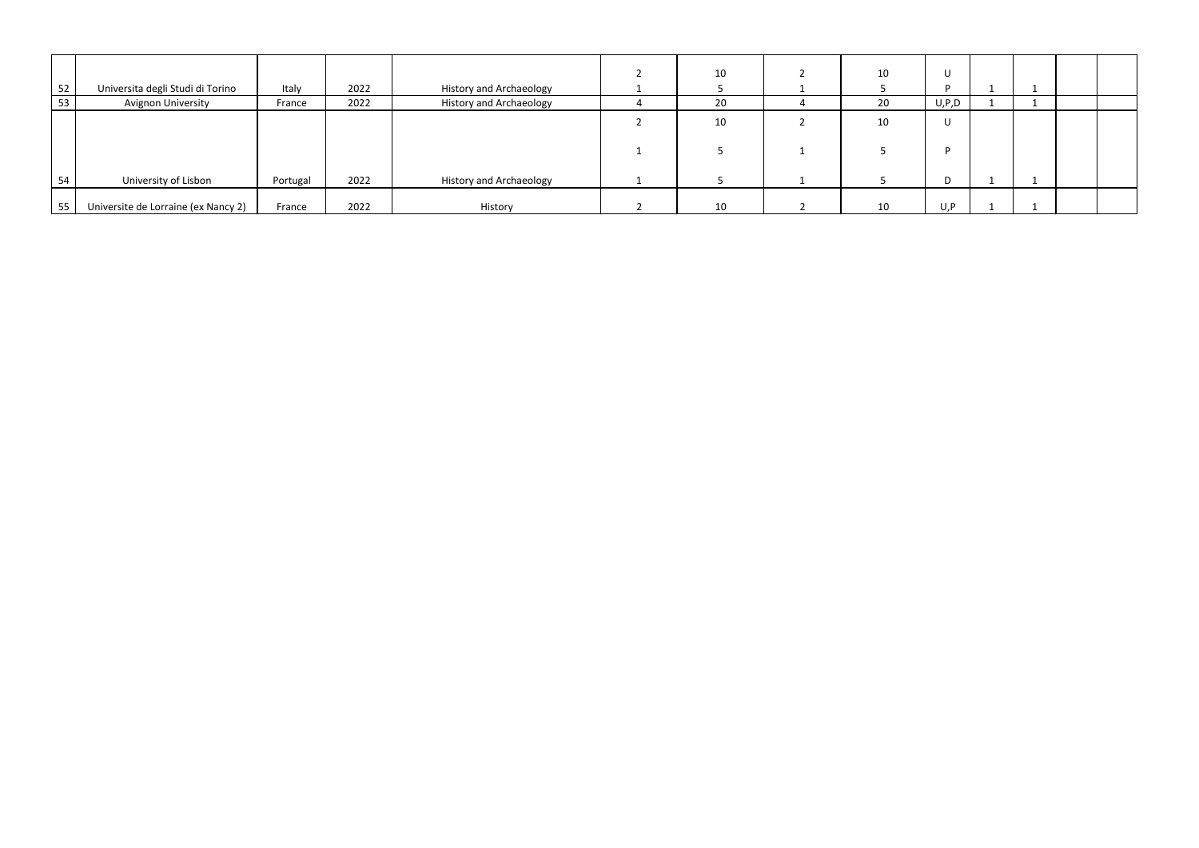| | | | | | | | | | | | | | |
|---|---|---|---|---|---|---|---|---|---|---|---|---|---|
| | | | | | 2 | 10 | 2 | 10 | U | | | | |
| 52 | Universita degli Studi di Torino | Italy | 2022 | History and Archaeology | 1 | 5 | 1 | 5 | P | 1 | 1 | | |
| 53 | Avignon University | France | 2022 | History and Archaeology | 4 | 20 | 4 | 20 | U,P,D | 1 | 1 | | |
| | | | | | 2 | 10 | 2 | 10 | U | | | | |
| | | | | | 1 | 5 | 1 | 5 | P | | | | |
| 54 | University of Lisbon | Portugal | 2022 | History and Archaeology | 1 | 5 | 1 | 5 | D | 1 | 1 | | |
| 55 | Universite de Lorraine (ex Nancy 2) | France | 2022 | History | 2 | 10 | 2 | 10 | U,P | 1 | 1 | | |